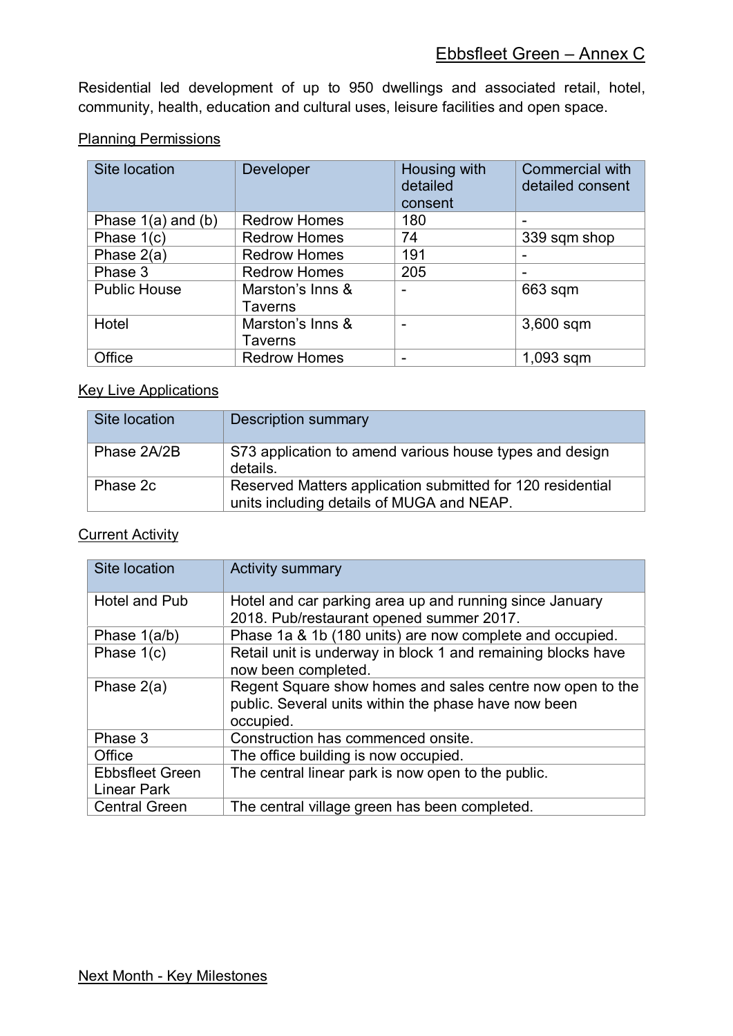# Ebbsfleet Green – Annex C

Residential led development of up to 950 dwellings and associated retail, hotel, community, health, education and cultural uses, leisure facilities and open space.

## Planning Permissions

| Site location | Developer | Housing with detailed consent | Commercial with detailed consent |
|---|---|---|---|
| Phase 1(a) and (b) | Redrow Homes | 180 | - |
| Phase 1(c) | Redrow Homes | 74 | 339 sqm shop |
| Phase 2(a) | Redrow Homes | 191 | - |
| Phase 3 | Redrow Homes | 205 | - |
| Public House | Marston's Inns & Taverns | - | 663 sqm |
| Hotel | Marston's Inns & Taverns | - | 3,600 sqm |
| Office | Redrow Homes | - | 1,093 sqm |

## Key Live Applications

| Site location | Description summary |
|---|---|
| Phase 2A/2B | S73 application to amend various house types and design details. |
| Phase 2c | Reserved Matters application submitted for 120 residential units including details of MUGA and NEAP. |

## Current Activity

| Site location | Activity summary |
|---|---|
| Hotel and Pub | Hotel and car parking area up and running since January 2018. Pub/restaurant opened summer 2017. |
| Phase 1(a/b) | Phase 1a & 1b (180 units) are now complete and occupied. |
| Phase 1(c) | Retail unit is underway in block 1 and remaining blocks have now been completed. |
| Phase 2(a) | Regent Square show homes and sales centre now open to the public. Several units within the phase have now been occupied. |
| Phase 3 | Construction has commenced onsite. |
| Office | The office building is now occupied. |
| Ebbsfleet Green Linear Park | The central linear park is now open to the public. |
| Central Green | The central village green has been completed. |

## Next Month - Key Milestones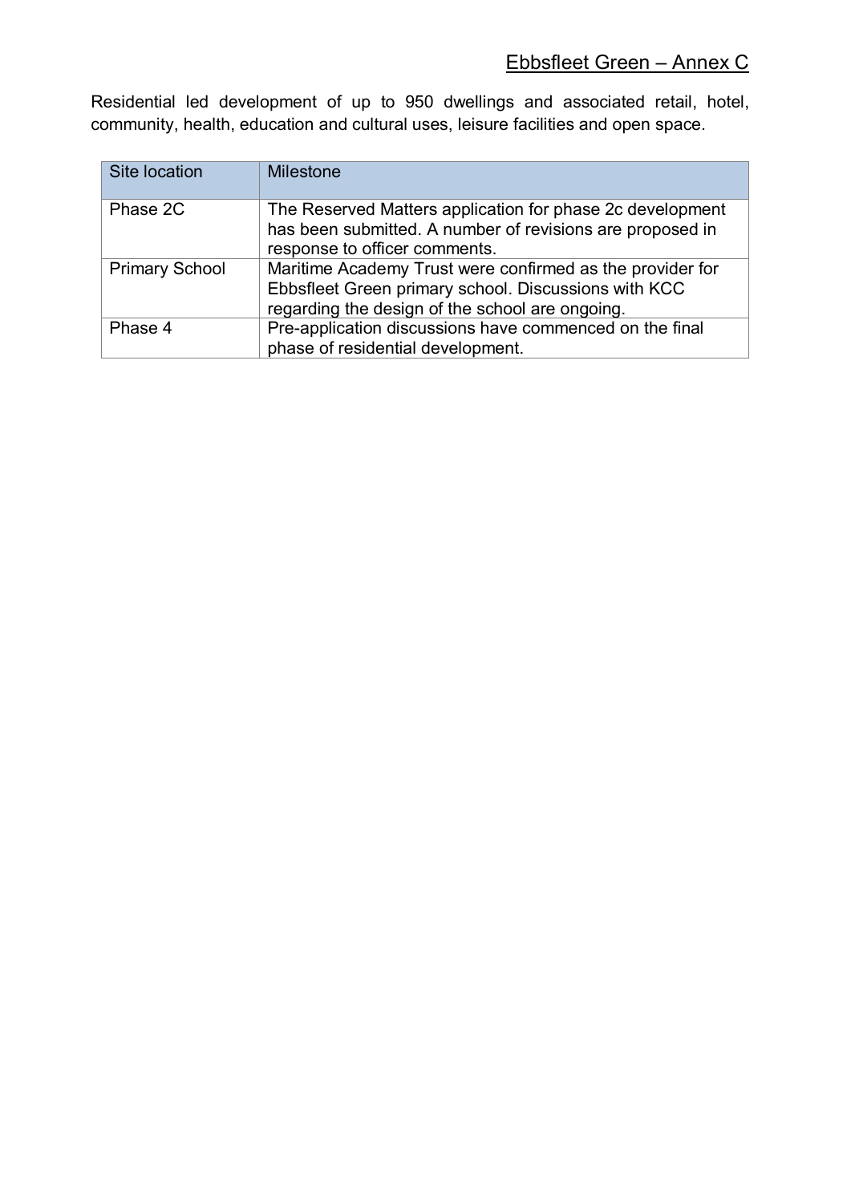## Ebbsfleet Green – Annex C

Residential led development of up to 950 dwellings and associated retail, hotel, community, health, education and cultural uses, leisure facilities and open space.

| Site location | Milestone |
|---|---|
| Phase 2C | The Reserved Matters application for phase 2c development has been submitted. A number of revisions are proposed in response to officer comments. |
| Primary School | Maritime Academy Trust were confirmed as the provider for Ebbsfleet Green primary school. Discussions with KCC regarding the design of the school are ongoing. |
| Phase 4 | Pre-application discussions have commenced on the final phase of residential development. |